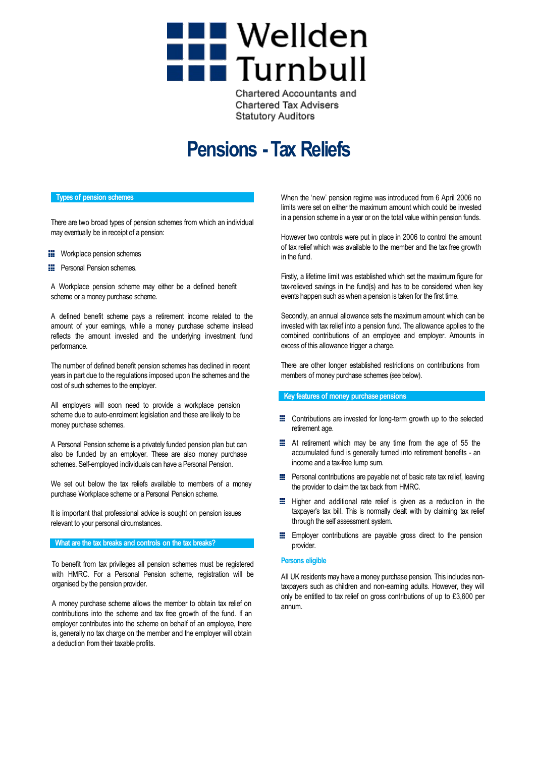Wellden Turnbull

Chartered Accountants and
Chartered Tax Advisers
Statutory Auditors

# Pensions - Tax Reliefs

## Types of pension schemes

There are two broad types of pension schemes from which an individual may eventually be in receipt of a pension:

- Workplace pension schemes
- Personal Pension schemes.

A Workplace pension scheme may either be a defined benefit scheme or a money purchase scheme.

A defined benefit scheme pays a retirement income related to the amount of your earnings, while a money purchase scheme instead reflects the amount invested and the underlying investment fund performance.

The number of defined benefit pension schemes has declined in recent years in part due to the regulations imposed upon the schemes and the cost of such schemes to the employer.

All employers will soon need to provide a workplace pension scheme due to auto-enrolment legislation and these are likely to be money purchase schemes.

A Personal Pension scheme is a privately funded pension plan but can also be funded by an employer. These are also money purchase schemes. Self-employed individuals can have a Personal Pension.

We set out below the tax reliefs available to members of a money purchase Workplace scheme or a Personal Pension scheme.

It is important that professional advice is sought on pension issues relevant to your personal circumstances.

## What are the tax breaks and controls on the tax breaks?

To benefit from tax privileges all pension schemes must be registered with HMRC. For a Personal Pension scheme, registration will be organised by the pension provider.

A money purchase scheme allows the member to obtain tax relief on contributions into the scheme and tax free growth of the fund. If an employer contributes into the scheme on behalf of an employee, there is, generally no tax charge on the member and the employer will obtain a deduction from their taxable profits.

When the 'new' pension regime was introduced from 6 April 2006 no limits were set on either the maximum amount which could be invested in a pension scheme in a year or on the total value within pension funds.

However two controls were put in place in 2006 to control the amount of tax relief which was available to the member and the tax free growth in the fund.

Firstly, a lifetime limit was established which set the maximum figure for tax-relieved savings in the fund(s) and has to be considered when key events happen such as when a pension is taken for the first time.

Secondly, an annual allowance sets the maximum amount which can be invested with tax relief into a pension fund. The allowance applies to the combined contributions of an employee and employer. Amounts in excess of this allowance trigger a charge.

There are other longer established restrictions on contributions from members of money purchase schemes (see below).

## Key features of money purchase pensions

- Contributions are invested for long-term growth up to the selected retirement age.
- At retirement which may be any time from the age of 55 the accumulated fund is generally turned into retirement benefits - an income and a tax-free lump sum.
- Personal contributions are payable net of basic rate tax relief, leaving the provider to claim the tax back from HMRC.
- Higher and additional rate relief is given as a reduction in the taxpayer's tax bill. This is normally dealt with by claiming tax relief through the self assessment system.
- Employer contributions are payable gross direct to the pension provider.

### Persons eligible

All UK residents may have a money purchase pension. This includes non-taxpayers such as children and non-earning adults. However, they will only be entitled to tax relief on gross contributions of up to £3,600 per annum.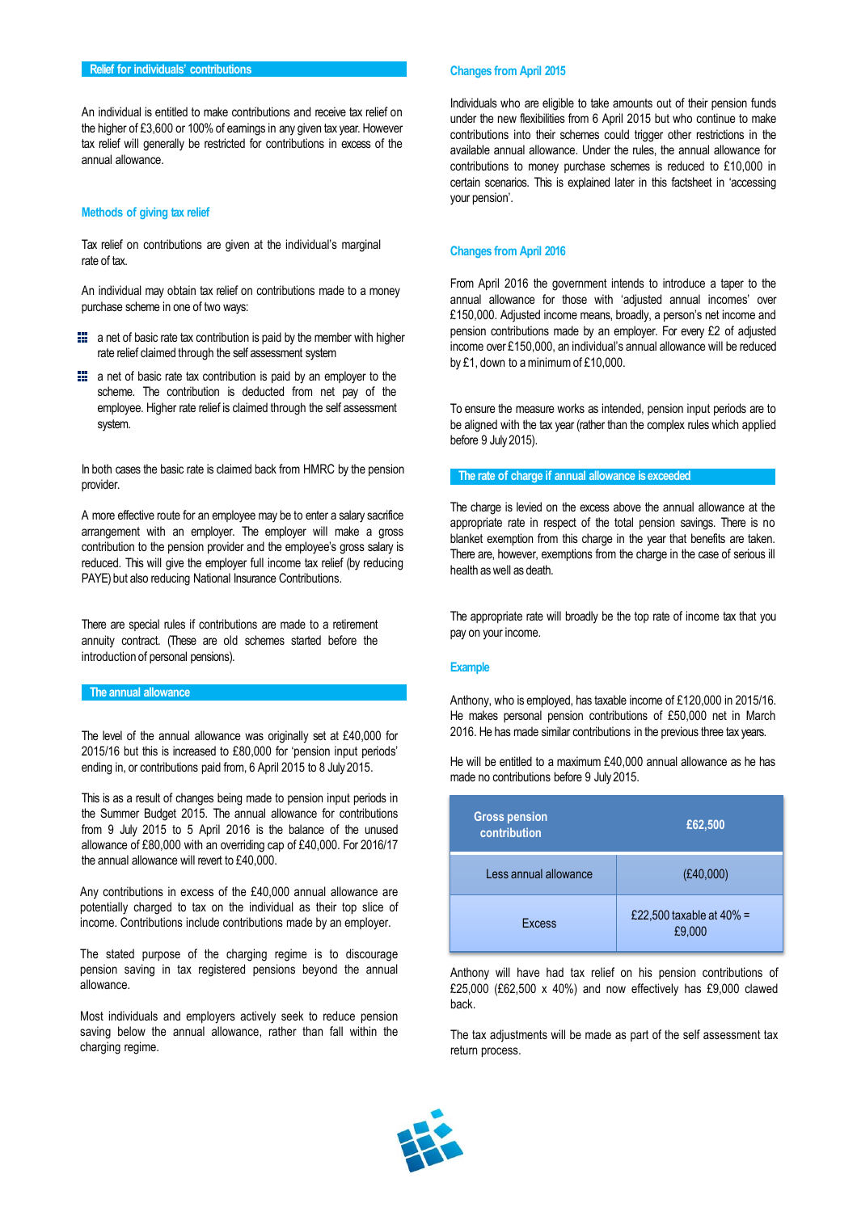## Relief for individuals' contributions

An individual is entitled to make contributions and receive tax relief on the higher of £3,600 or 100% of earnings in any given tax year. However tax relief will generally be restricted for contributions in excess of the annual allowance.

### Methods of giving tax relief

Tax relief on contributions are given at the individual's marginal rate of tax.

An individual may obtain tax relief on contributions made to a money purchase scheme in one of two ways:

- a net of basic rate tax contribution is paid by the member with higher rate relief claimed through the self assessment system
- a net of basic rate tax contribution is paid by an employer to the scheme. The contribution is deducted from net pay of the employee. Higher rate relief is claimed through the self assessment system.

In both cases the basic rate is claimed back from HMRC by the pension provider.

A more effective route for an employee may be to enter a salary sacrifice arrangement with an employer. The employer will make a gross contribution to the pension provider and the employee's gross salary is reduced. This will give the employer full income tax relief (by reducing PAYE) but also reducing National Insurance Contributions.

There are special rules if contributions are made to a retirement annuity contract. (These are old schemes started before the introduction of personal pensions).

## The annual allowance

The level of the annual allowance was originally set at £40,000 for 2015/16 but this is increased to £80,000 for 'pension input periods' ending in, or contributions paid from, 6 April 2015 to 8 July 2015.

This is as a result of changes being made to pension input periods in the Summer Budget 2015. The annual allowance for contributions from 9 July 2015 to 5 April 2016 is the balance of the unused allowance of £80,000 with an overriding cap of £40,000. For 2016/17 the annual allowance will revert to £40,000.

Any contributions in excess of the £40,000 annual allowance are potentially charged to tax on the individual as their top slice of income. Contributions include contributions made by an employer.

The stated purpose of the charging regime is to discourage pension saving in tax registered pensions beyond the annual allowance.

Most individuals and employers actively seek to reduce pension saving below the annual allowance, rather than fall within the charging regime.

### Changes from April 2015

Individuals who are eligible to take amounts out of their pension funds under the new flexibilities from 6 April 2015 but who continue to make contributions into their schemes could trigger other restrictions in the available annual allowance. Under the rules, the annual allowance for contributions to money purchase schemes is reduced to £10,000 in certain scenarios. This is explained later in this factsheet in 'accessing your pension'.

### Changes from April 2016

From April 2016 the government intends to introduce a taper to the annual allowance for those with 'adjusted annual incomes' over £150,000. Adjusted income means, broadly, a person's net income and pension contributions made by an employer. For every £2 of adjusted income over £150,000, an individual's annual allowance will be reduced by £1, down to a minimum of £10,000.

To ensure the measure works as intended, pension input periods are to be aligned with the tax year (rather than the complex rules which applied before 9 July 2015).

## The rate of charge if annual allowance is exceeded

The charge is levied on the excess above the annual allowance at the appropriate rate in respect of the total pension savings. There is no blanket exemption from this charge in the year that benefits are taken. There are, however, exemptions from the charge in the case of serious ill health as well as death.

The appropriate rate will broadly be the top rate of income tax that you pay on your income.

### Example

Anthony, who is employed, has taxable income of £120,000 in 2015/16. He makes personal pension contributions of £50,000 net in March 2016. He has made similar contributions in the previous three tax years.

He will be entitled to a maximum £40,000 annual allowance as he has made no contributions before 9 July 2015.

| Gross pension contribution | £62,500 |
|---|---|
| Less annual allowance | (£40,000) |
| Excess | £22,500 taxable at 40% = £9,000 |

Anthony will have had tax relief on his pension contributions of £25,000 (£62,500 x 40%) and now effectively has £9,000 clawed back.

The tax adjustments will be made as part of the self assessment tax return process.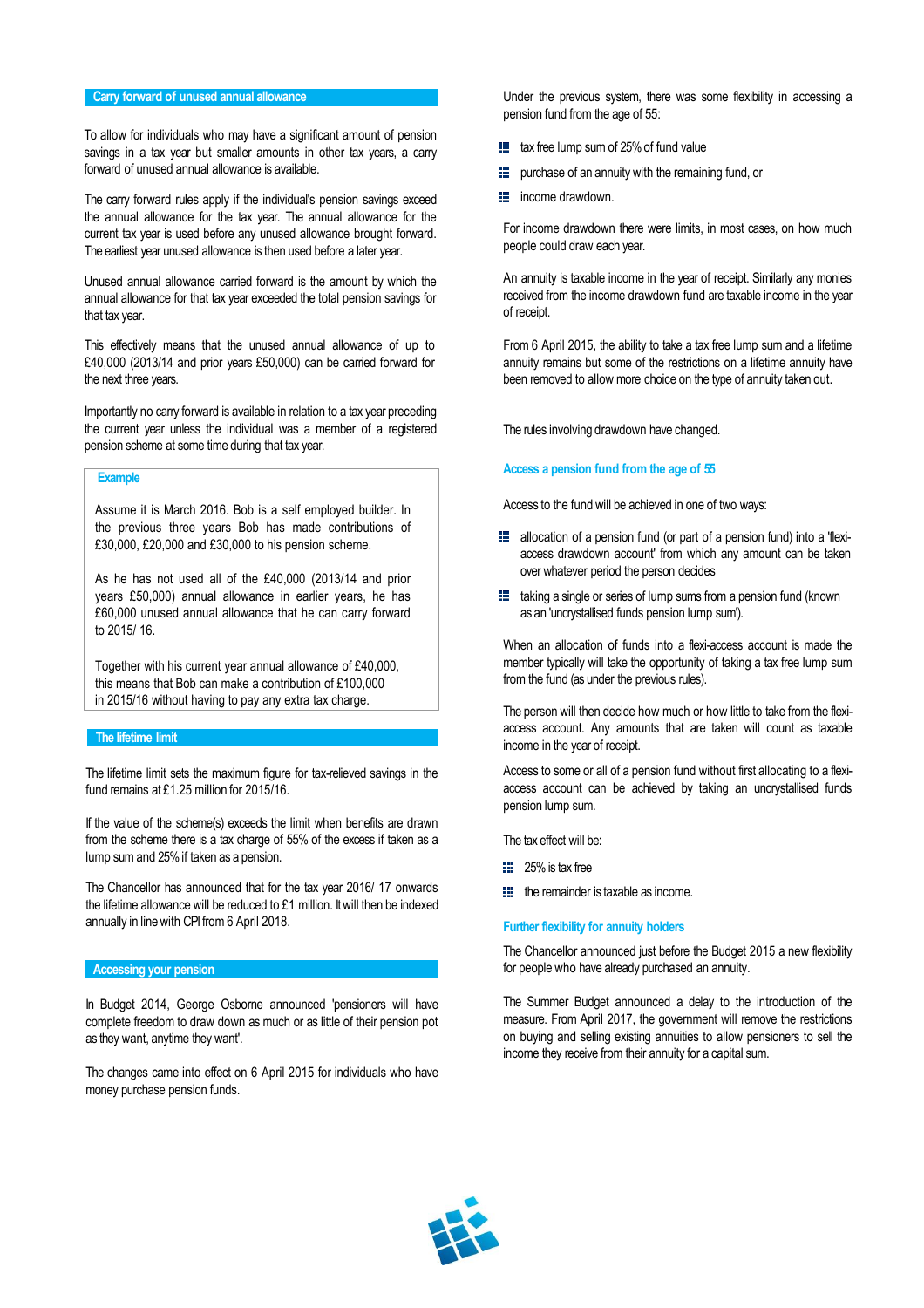## Carry forward of unused annual allowance

To allow for individuals who may have a significant amount of pension savings in a tax year but smaller amounts in other tax years, a carry forward of unused annual allowance is available.

The carry forward rules apply if the individual's pension savings exceed the annual allowance for the tax year. The annual allowance for the current tax year is used before any unused allowance brought forward. The earliest year unused allowance is then used before a later year.

Unused annual allowance carried forward is the amount by which the annual allowance for that tax year exceeded the total pension savings for that tax year.

This effectively means that the unused annual allowance of up to £40,000 (2013/14 and prior years £50,000) can be carried forward for the next three years.

Importantly no carry forward is available in relation to a tax year preceding the current year unless the individual was a member of a registered pension scheme at some time during that tax year.

### Example

Assume it is March 2016. Bob is a self employed builder. In the previous three years Bob has made contributions of £30,000, £20,000 and £30,000 to his pension scheme.

As he has not used all of the £40,000 (2013/14 and prior years £50,000) annual allowance in earlier years, he has £60,000 unused annual allowance that he can carry forward to 2015/ 16.

Together with his current year annual allowance of £40,000, this means that Bob can make a contribution of £100,000 in 2015/16 without having to pay any extra tax charge.

## The lifetime limit

The lifetime limit sets the maximum figure for tax-relieved savings in the fund remains at £1.25 million for 2015/16.

If the value of the scheme(s) exceeds the limit when benefits are drawn from the scheme there is a tax charge of 55% of the excess if taken as a lump sum and 25% if taken as a pension.

The Chancellor has announced that for the tax year 2016/ 17 onwards the lifetime allowance will be reduced to £1 million. It will then be indexed annually in line with CPI from 6 April 2018.

## Accessing your pension

In Budget 2014, George Osborne announced 'pensioners will have complete freedom to draw down as much or as little of their pension pot as they want, anytime they want'.

The changes came into effect on 6 April 2015 for individuals who have money purchase pension funds.

Under the previous system, there was some flexibility in accessing a pension fund from the age of 55:

- tax free lump sum of 25% of fund value
- purchase of an annuity with the remaining fund, or
- income drawdown.

For income drawdown there were limits, in most cases, on how much people could draw each year.

An annuity is taxable income in the year of receipt. Similarly any monies received from the income drawdown fund are taxable income in the year of receipt.

From 6 April 2015, the ability to take a tax free lump sum and a lifetime annuity remains but some of the restrictions on a lifetime annuity have been removed to allow more choice on the type of annuity taken out.

The rules involving drawdown have changed.

### Access a pension fund from the age of 55

Access to the fund will be achieved in one of two ways:

- allocation of a pension fund (or part of a pension fund) into a 'flexi-access drawdown account' from which any amount can be taken over whatever period the person decides
- taking a single or series of lump sums from a pension fund (known as an 'uncrystallised funds pension lump sum').

When an allocation of funds into a flexi-access account is made the member typically will take the opportunity of taking a tax free lump sum from the fund (as under the previous rules).

The person will then decide how much or how little to take from the flexi-access account. Any amounts that are taken will count as taxable income in the year of receipt.

Access to some or all of a pension fund without first allocating to a flexi-access account can be achieved by taking an uncrystallised funds pension lump sum.

The tax effect will be:

- 25% is tax free
- the remainder is taxable as income.

### Further flexibility for annuity holders

The Chancellor announced just before the Budget 2015 a new flexibility for people who have already purchased an annuity.

The Summer Budget announced a delay to the introduction of the measure. From April 2017, the government will remove the restrictions on buying and selling existing annuities to allow pensioners to sell the income they receive from their annuity for a capital sum.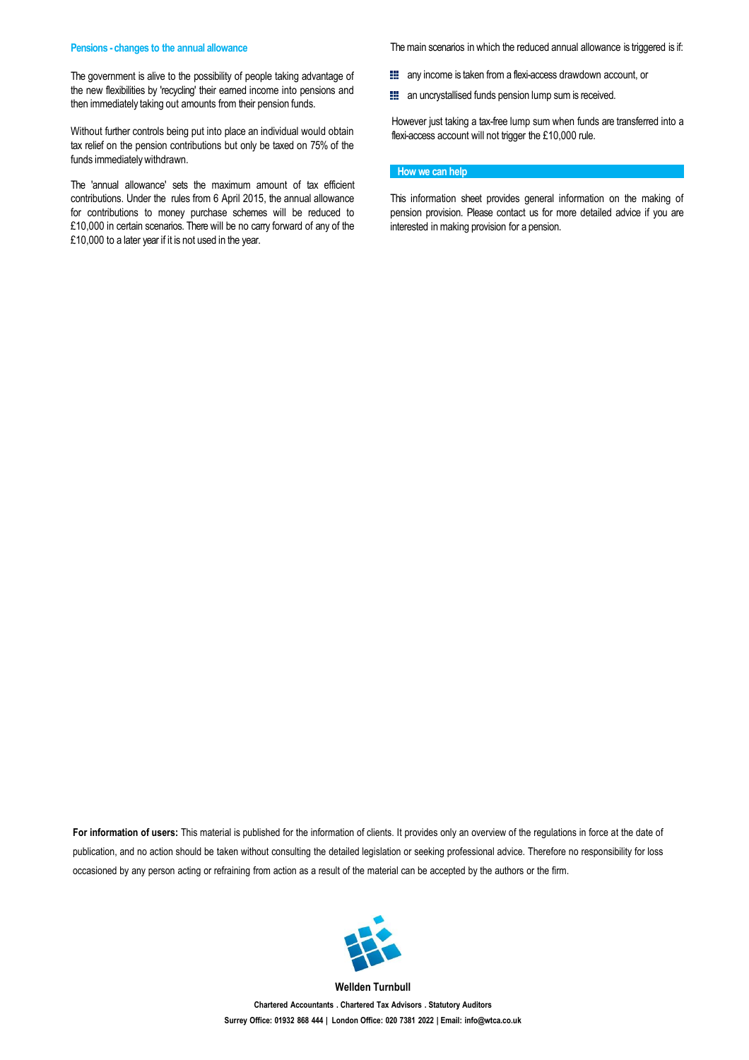## Pensions - changes to the annual allowance

The government is alive to the possibility of people taking advantage of the new flexibilities by 'recycling' their earned income into pensions and then immediately taking out amounts from their pension funds.

Without further controls being put into place an individual would obtain tax relief on the pension contributions but only be taxed on 75% of the funds immediately withdrawn.

The 'annual allowance' sets the maximum amount of tax efficient contributions. Under the rules from 6 April 2015, the annual allowance for contributions to money purchase schemes will be reduced to £10,000 in certain scenarios. There will be no carry forward of any of the £10,000 to a later year if it is not used in the year.

The main scenarios in which the reduced annual allowance is triggered is if:

- any income is taken from a flexi-access drawdown account, or
- an uncrystallised funds pension lump sum is received.

However just taking a tax-free lump sum when funds are transferred into a flexi-access account will not trigger the £10,000 rule.

## How we can help

This information sheet provides general information on the making of pension provision. Please contact us for more detailed advice if you are interested in making provision for a pension.

**For information of users:** This material is published for the information of clients. It provides only an overview of the regulations in force at the date of publication, and no action should be taken without consulting the detailed legislation or seeking professional advice. Therefore no responsibility for loss occasioned by any person acting or refraining from action as a result of the material can be accepted by the authors or the firm.

**Wellden Turnbull**

**Chartered Accountants . Chartered Tax Advisors . Statutory Auditors**

**Surrey Office: 01932 868 444 | London Office: 020 7381 2022 | Email: info@wtca.co.uk**